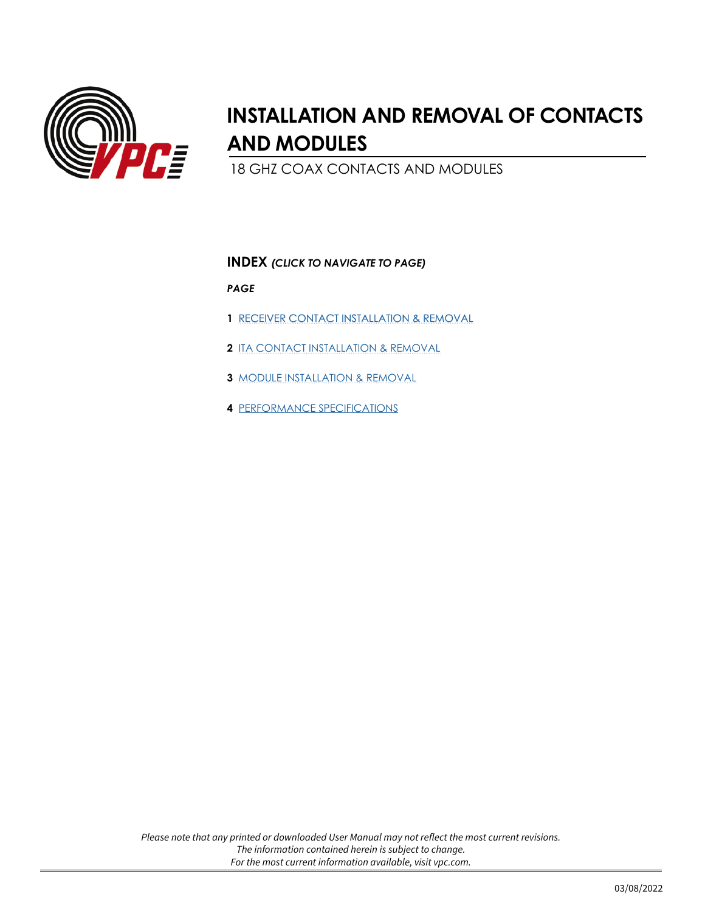# INSTALLATION AND REMOVAL OF CONTACTS AND MODULES

18 GHZ COAX CONTACTS AND MODULES

## INDEX *(CLICK TO NAVIGATE TO PAGE)*

***PAGE***

**1** RECEIVER CONTACT INSTALLATION & REMOVAL

**2** ITA CONTACT INSTALLATION & REMOVAL

**3** MODULE INSTALLATION & REMOVAL

**4** PERFORMANCE SPECIFICATIONS

*Please note that any printed or downloaded User Manual may not reflect the most current revisions.*
*The information contained herein is subject to change.*
*For the most current information available, visit vpc.com.*

03/08/2022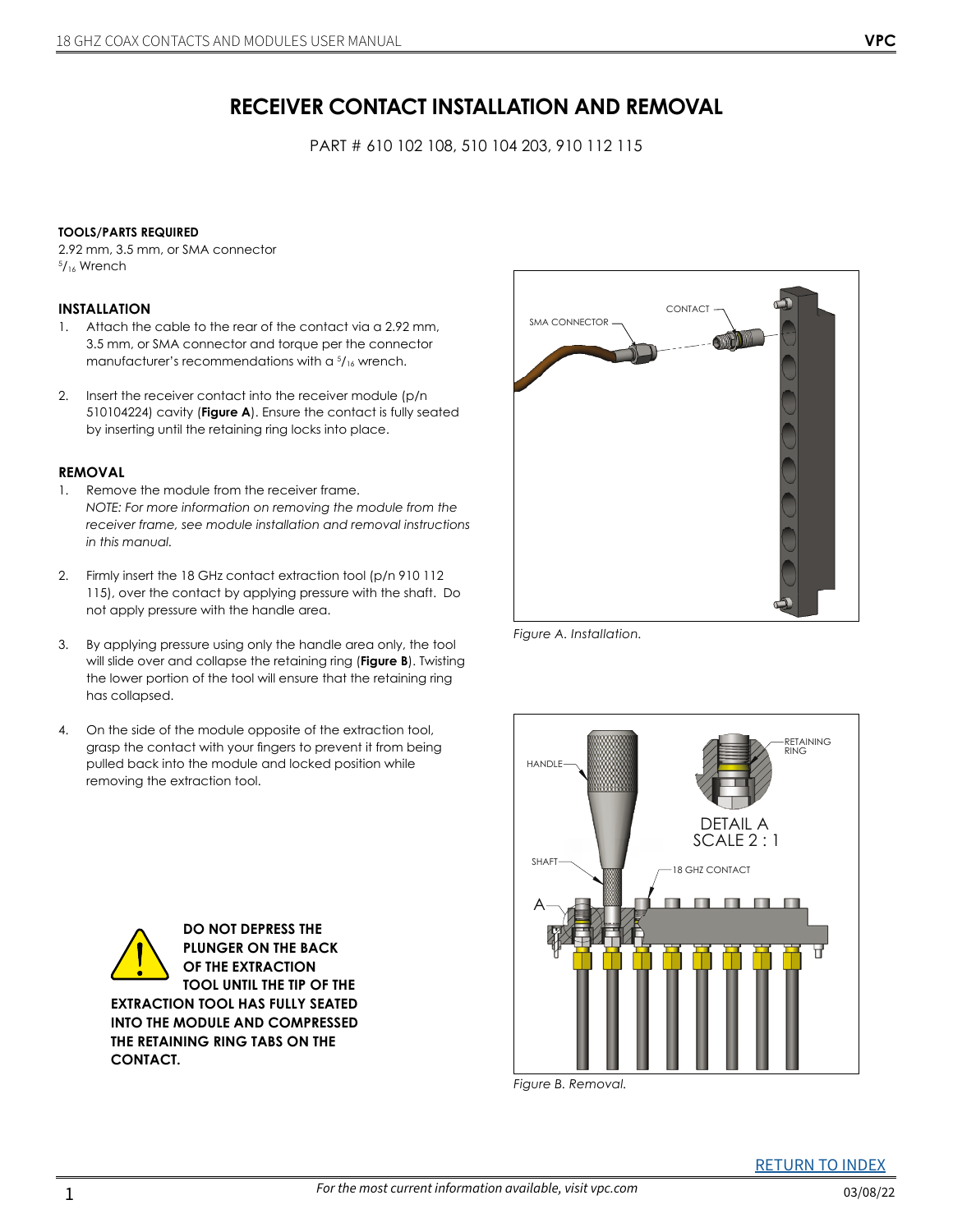# RECEIVER CONTACT INSTALLATION AND REMOVAL

PART # 610 102 108, 510 104 203, 910 112 115

**TOOLS/PARTS REQUIRED**

2.92 mm, 3.5 mm, or SMA connector
5/16 Wrench

## INSTALLATION

1. Attach the cable to the rear of the contact via a 2.92 mm, 3.5 mm, or SMA connector and torque per the connector manufacturer's recommendations with a 5/16 wrench.

2. Insert the receiver contact into the receiver module (p/n 510104224) cavity (**Figure A**). Ensure the contact is fully seated by inserting until the retaining ring locks into place.

## REMOVAL

1. Remove the module from the receiver frame.
   *NOTE: For more information on removing the module from the receiver frame, see module installation and removal instructions in this manual.*

2. Firmly insert the 18 GHz contact extraction tool (p/n 910 112 115), over the contact by applying pressure with the shaft. Do not apply pressure with the handle area.

3. By applying pressure using only the handle area only, the tool will slide over and collapse the retaining ring (**Figure B**). Twisting the lower portion of the tool will ensure that the retaining ring has collapsed.

4. On the side of the module opposite of the extraction tool, grasp the contact with your fingers to prevent it from being pulled back into the module and locked position while removing the extraction tool.

**DO NOT DEPRESS THE PLUNGER ON THE BACK OF THE EXTRACTION TOOL UNTIL THE TIP OF THE EXTRACTION TOOL HAS FULLY SEATED INTO THE MODULE AND COMPRESSED THE RETAINING RING TABS ON THE CONTACT.**

*Figure A. Installation.*

*Figure B. Removal.*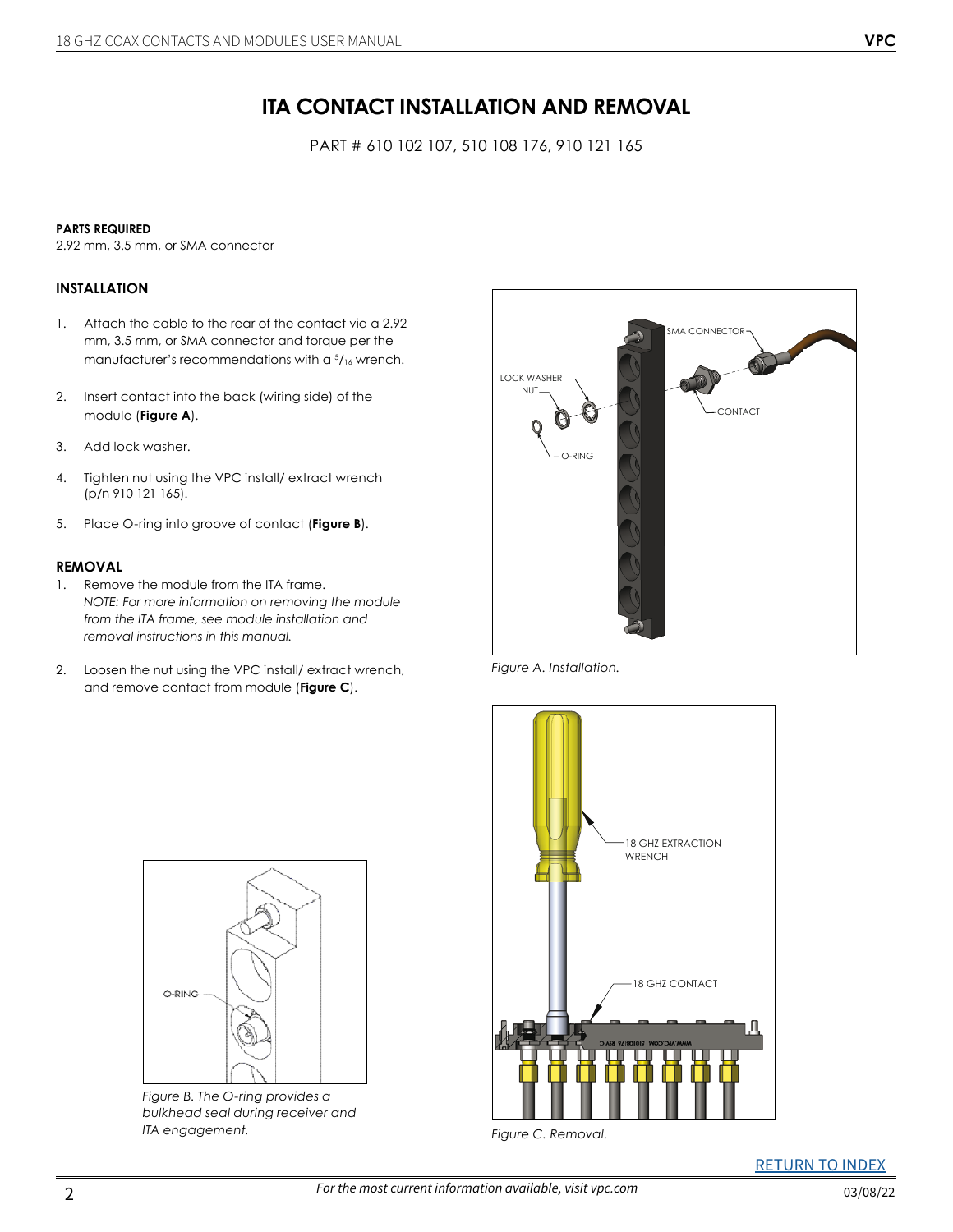# ITA CONTACT INSTALLATION AND REMOVAL

PART # 610 102 107, 510 108 176, 910 121 165

**PARTS REQUIRED**

2.92 mm, 3.5 mm, or SMA connector

### INSTALLATION

1. Attach the cable to the rear of the contact via a 2.92 mm, 3.5 mm, or SMA connector and torque per the manufacturer's recommendations with a 5/16 wrench.
2. Insert contact into the back (wiring side) of the module (**Figure A**).
3. Add lock washer.
4. Tighten nut using the VPC install/ extract wrench (p/n 910 121 165).
5. Place O-ring into groove of contact (**Figure B**).

### REMOVAL

1. Remove the module from the ITA frame.
   *NOTE: For more information on removing the module from the ITA frame, see module installation and removal instructions in this manual.*
2. Loosen the nut using the VPC install/ extract wrench, and remove contact from module (**Figure C**).

*Figure A. Installation.*

*Figure B. The O-ring provides a bulkhead seal during receiver and ITA engagement.*

*Figure C. Removal.*

RETURN TO INDEX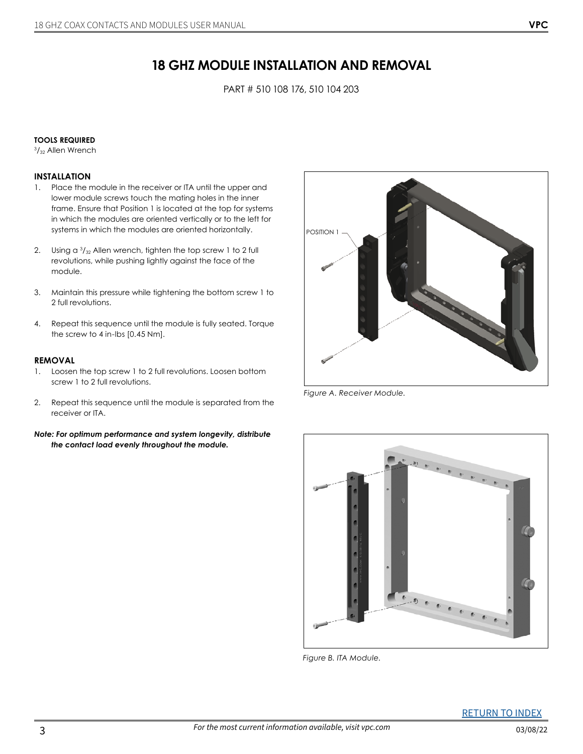# 18 GHZ MODULE INSTALLATION AND REMOVAL

PART # 510 108 176, 510 104 203

**TOOLS REQUIRED**

3/32 Allen Wrench

### INSTALLATION

1. Place the module in the receiver or ITA until the upper and lower module screws touch the mating holes in the inner frame. Ensure that Position 1 is located at the top for systems in which the modules are oriented vertically or to the left for systems in which the modules are oriented horizontally.

2. Using a 3/32 Allen wrench, tighten the top screw 1 to 2 full revolutions, while pushing lightly against the face of the module.

3. Maintain this pressure while tightening the bottom screw 1 to 2 full revolutions.

4. Repeat this sequence until the module is fully seated. Torque the screw to 4 in-lbs [0.45 Nm].

### REMOVAL

1. Loosen the top screw 1 to 2 full revolutions. Loosen bottom screw 1 to 2 full revolutions.

2. Repeat this sequence until the module is separated from the receiver or ITA.

***Note: For optimum performance and system longevity, distribute the contact load evenly throughout the module.***

POSITION 1

*Figure A. Receiver Module.*

*Figure B. ITA Module.*

RETURN TO INDEX

*For the most current information available, visit vpc.com*

03/08/22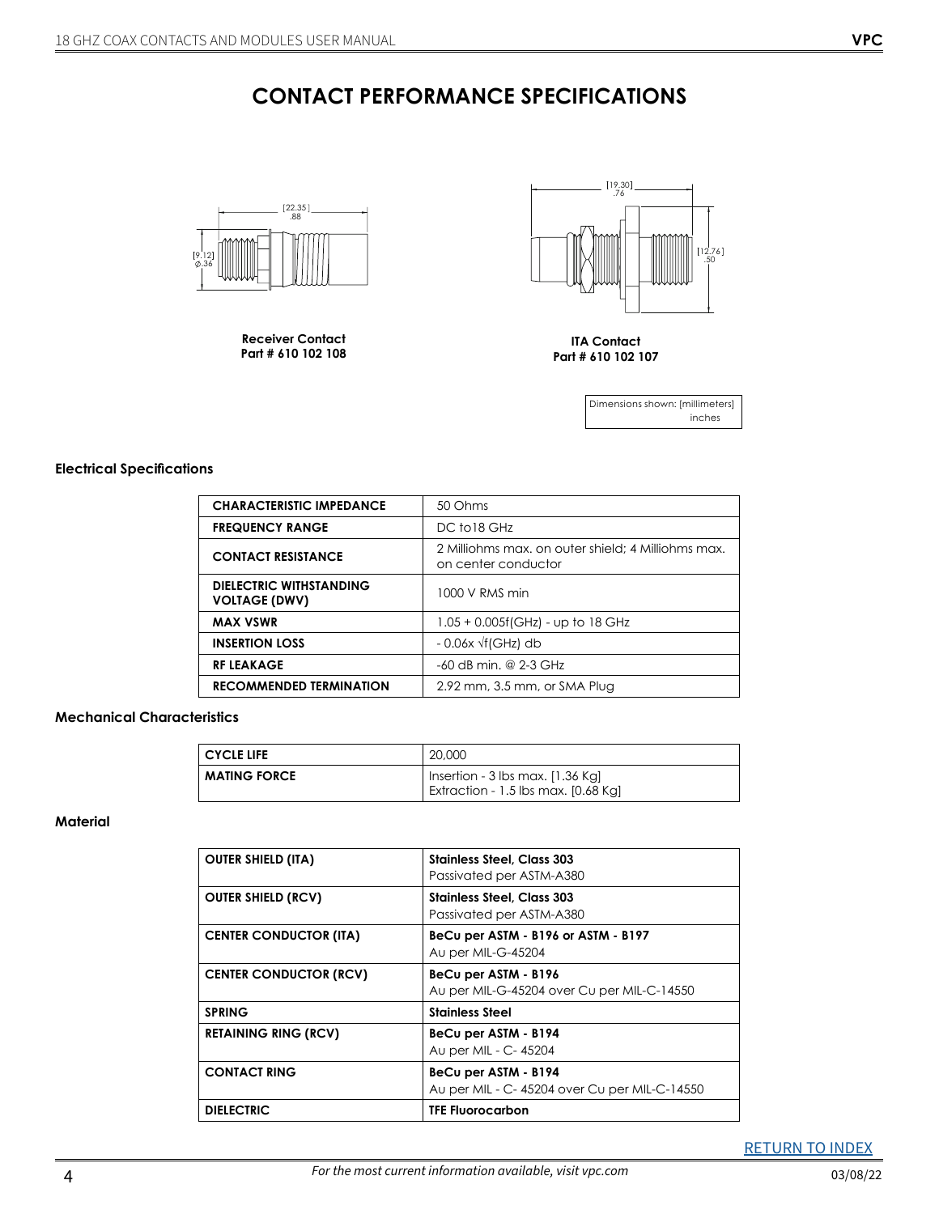# CONTACT PERFORMANCE SPECIFICATIONS

[22.35]
.88

[9.12]
Ø.36

**Receiver Contact**
**Part # 610 102 108**

[19.30]
.76

[12.76]
.50

**ITA Contact**
**Part # 610 102 107**

Dimensions shown: [millimeters]
inches

### Electrical Specifications

| | |
|---|---|
| **CHARACTERISTIC IMPEDANCE** | 50 Ohms |
| **FREQUENCY RANGE** | DC to18 GHz |
| **CONTACT RESISTANCE** | 2 Milliohms max. on outer shield; 4 Milliohms max. on center conductor |
| **DIELECTRIC WITHSTANDING VOLTAGE (DWV)** | 1000 V RMS min |
| **MAX VSWR** | 1.05 + 0.005f(GHz) - up to 18 GHz |
| **INSERTION LOSS** | - 0.06x √f(GHz) db |
| **RF LEAKAGE** | -60 dB min. @ 2-3 GHz |
| **RECOMMENDED TERMINATION** | 2.92 mm, 3.5 mm, or SMA Plug |

### Mechanical Characteristics

| | |
|---|---|
| **CYCLE LIFE** | 20,000 |
| **MATING FORCE** | Insertion - 3 lbs max. [1.36 Kg]<br>Extraction - 1.5 lbs max. [0.68 Kg] |

### Material

| | |
|---|---|
| **OUTER SHIELD (ITA)** | **Stainless Steel, Class 303**<br>Passivated per ASTM-A380 |
| **OUTER SHIELD (RCV)** | **Stainless Steel, Class 303**<br>Passivated per ASTM-A380 |
| **CENTER CONDUCTOR (ITA)** | **BeCu per ASTM - B196 or ASTM - B197**<br>Au per MIL-G-45204 |
| **CENTER CONDUCTOR (RCV)** | **BeCu per ASTM - B196**<br>Au per MIL-G-45204 over Cu per MIL-C-14550 |
| **SPRING** | **Stainless Steel** |
| **RETAINING RING (RCV)** | **BeCu per ASTM - B194**<br>Au per MIL - C- 45204 |
| **CONTACT RING** | **BeCu per ASTM - B194**<br>Au per MIL - C- 45204 over Cu per MIL-C-14550 |
| **DIELECTRIC** | **TFE Fluorocarbon** |

RETURN TO INDEX